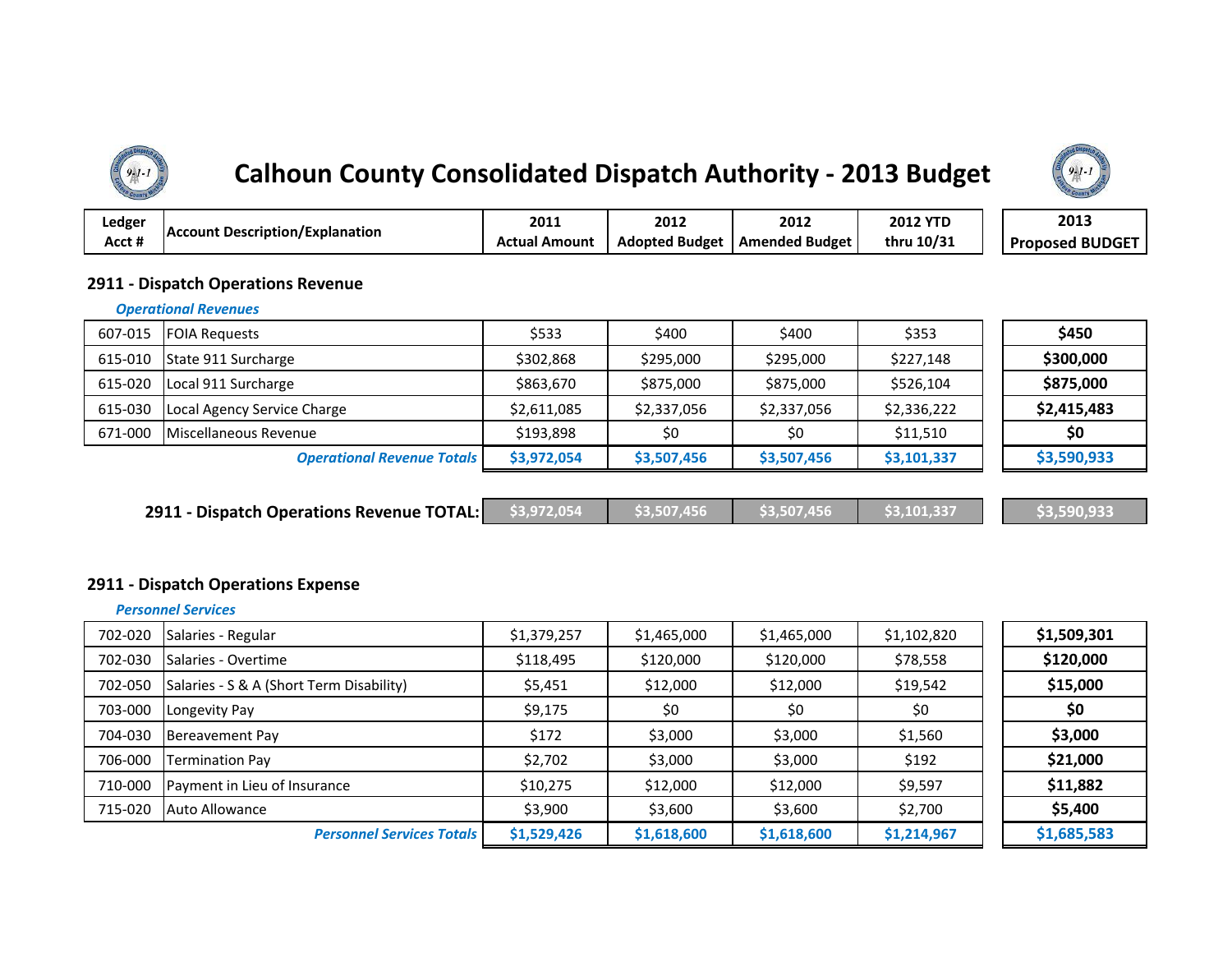# Calhoun County Consolidated Dispatch Authority - 2013 Budget

| Ledger Acct # | Account Description/Explanation | 2011 Actual Amount | 2012 Adopted Budget | 2012 Amended Budget | 2012 YTD thru 10/31 | 2013 Proposed BUDGET |
|---|---|---|---|---|---|---|

## 2911 - Dispatch Operations Revenue

*Operational Revenues*

| Ledger Acct # | Account Description/Explanation | 2011 Actual Amount | 2012 Adopted Budget | 2012 Amended Budget | 2012 YTD thru 10/31 | 2013 Proposed BUDGET |
|---|---|---|---|---|---|---|
| 607-015 | FOIA Requests | $533 | $400 | $400 | $353 | **$450** |
| 615-010 | State 911 Surcharge | $302,868 | $295,000 | $295,000 | $227,148 | **$300,000** |
| 615-020 | Local 911 Surcharge | $863,670 | $875,000 | $875,000 | $526,104 | **$875,000** |
| 615-030 | Local Agency Service Charge | $2,611,085 | $2,337,056 | $2,337,056 | $2,336,222 | **$2,415,483** |
| 671-000 | Miscellaneous Revenue | $193,898 | $0 | $0 | $11,510 | **$0** |
| | ***Operational Revenue Totals*** | **$3,972,054** | **$3,507,456** | **$3,507,456** | **$3,101,337** | **$3,590,933** |
| | **2911 - Dispatch Operations Revenue TOTAL:** | **$3,972,054** | **$3,507,456** | **$3,507,456** | **$3,101,337** | **$3,590,933** |

## 2911 - Dispatch Operations Expense

*Personnel Services*

| Ledger Acct # | Account Description/Explanation | 2011 Actual Amount | 2012 Adopted Budget | 2012 Amended Budget | 2012 YTD thru 10/31 | 2013 Proposed BUDGET |
|---|---|---|---|---|---|---|
| 702-020 | Salaries - Regular | $1,379,257 | $1,465,000 | $1,465,000 | $1,102,820 | **$1,509,301** |
| 702-030 | Salaries - Overtime | $118,495 | $120,000 | $120,000 | $78,558 | **$120,000** |
| 702-050 | Salaries - S & A (Short Term Disability) | $5,451 | $12,000 | $12,000 | $19,542 | **$15,000** |
| 703-000 | Longevity Pay | $9,175 | $0 | $0 | $0 | **$0** |
| 704-030 | Bereavement Pay | $172 | $3,000 | $3,000 | $1,560 | **$3,000** |
| 706-000 | Termination Pay | $2,702 | $3,000 | $3,000 | $192 | **$21,000** |
| 710-000 | Payment in Lieu of Insurance | $10,275 | $12,000 | $12,000 | $9,597 | **$11,882** |
| 715-020 | Auto Allowance | $3,900 | $3,600 | $3,600 | $2,700 | **$5,400** |
| | ***Personnel Services Totals*** | **$1,529,426** | **$1,618,600** | **$1,618,600** | **$1,214,967** | **$1,685,583** |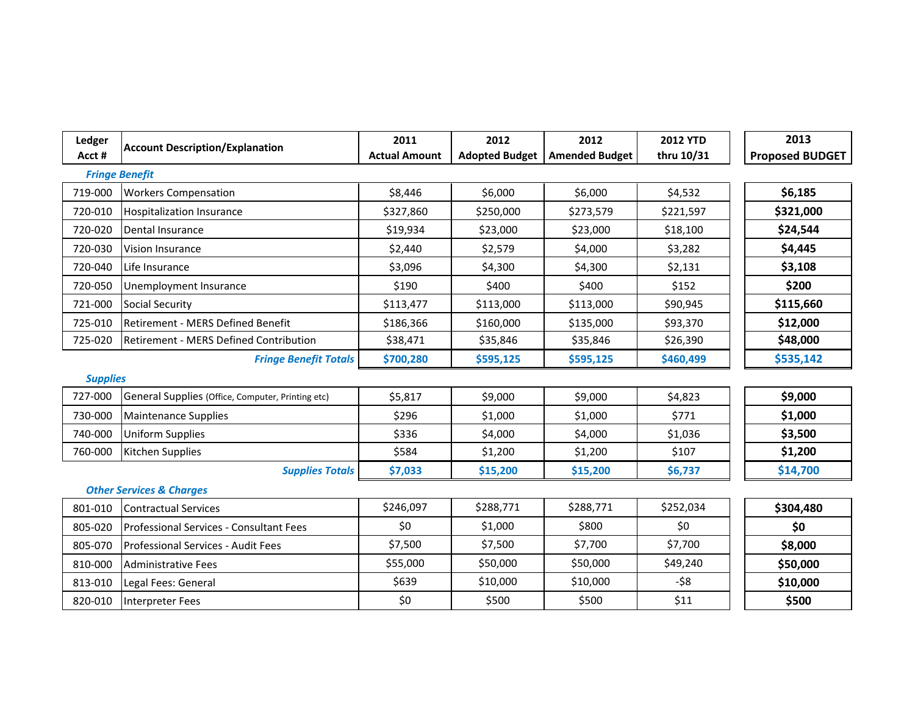| Ledger Acct # | Account Description/Explanation | 2011 Actual Amount | 2012 Adopted Budget | 2012 Amended Budget | 2012 YTD thru 10/31 | 2013 Proposed BUDGET |
|---|---|---|---|---|---|---|
| | ***Fringe Benefit*** | | | | | |
| 719-000 | Workers Compensation | $8,446 | $6,000 | $6,000 | $4,532 | **$6,185** |
| 720-010 | Hospitalization Insurance | $327,860 | $250,000 | $273,579 | $221,597 | **$321,000** |
| 720-020 | Dental Insurance | $19,934 | $23,000 | $23,000 | $18,100 | **$24,544** |
| 720-030 | Vision Insurance | $2,440 | $2,579 | $4,000 | $3,282 | **$4,445** |
| 720-040 | Life Insurance | $3,096 | $4,300 | $4,300 | $2,131 | **$3,108** |
| 720-050 | Unemployment Insurance | $190 | $400 | $400 | $152 | **$200** |
| 721-000 | Social Security | $113,477 | $113,000 | $113,000 | $90,945 | **$115,660** |
| 725-010 | Retirement - MERS Defined Benefit | $186,366 | $160,000 | $135,000 | $93,370 | **$12,000** |
| 725-020 | Retirement - MERS Defined Contribution | $38,471 | $35,846 | $35,846 | $26,390 | **$48,000** |
| | ***Fringe Benefit Totals*** | **$700,280** | **$595,125** | **$595,125** | **$460,499** | **$535,142** |
| | ***Supplies*** | | | | | |
| 727-000 | General Supplies (Office, Computer, Printing etc) | $5,817 | $9,000 | $9,000 | $4,823 | **$9,000** |
| 730-000 | Maintenance Supplies | $296 | $1,000 | $1,000 | $771 | **$1,000** |
| 740-000 | Uniform Supplies | $336 | $4,000 | $4,000 | $1,036 | **$3,500** |
| 760-000 | Kitchen Supplies | $584 | $1,200 | $1,200 | $107 | **$1,200** |
| | ***Supplies Totals*** | **$7,033** | **$15,200** | **$15,200** | **$6,737** | **$14,700** |
| | ***Other Services & Charges*** | | | | | |
| 801-010 | Contractual Services | $246,097 | $288,771 | $288,771 | $252,034 | **$304,480** |
| 805-020 | Professional Services - Consultant Fees | $0 | $1,000 | $800 | $0 | **$0** |
| 805-070 | Professional Services - Audit Fees | $7,500 | $7,500 | $7,700 | $7,700 | **$8,000** |
| 810-000 | Administrative Fees | $55,000 | $50,000 | $50,000 | $49,240 | **$50,000** |
| 813-010 | Legal Fees: General | $639 | $10,000 | $10,000 | -$8 | **$10,000** |
| 820-010 | Interpreter Fees | $0 | $500 | $500 | $11 | **$500** |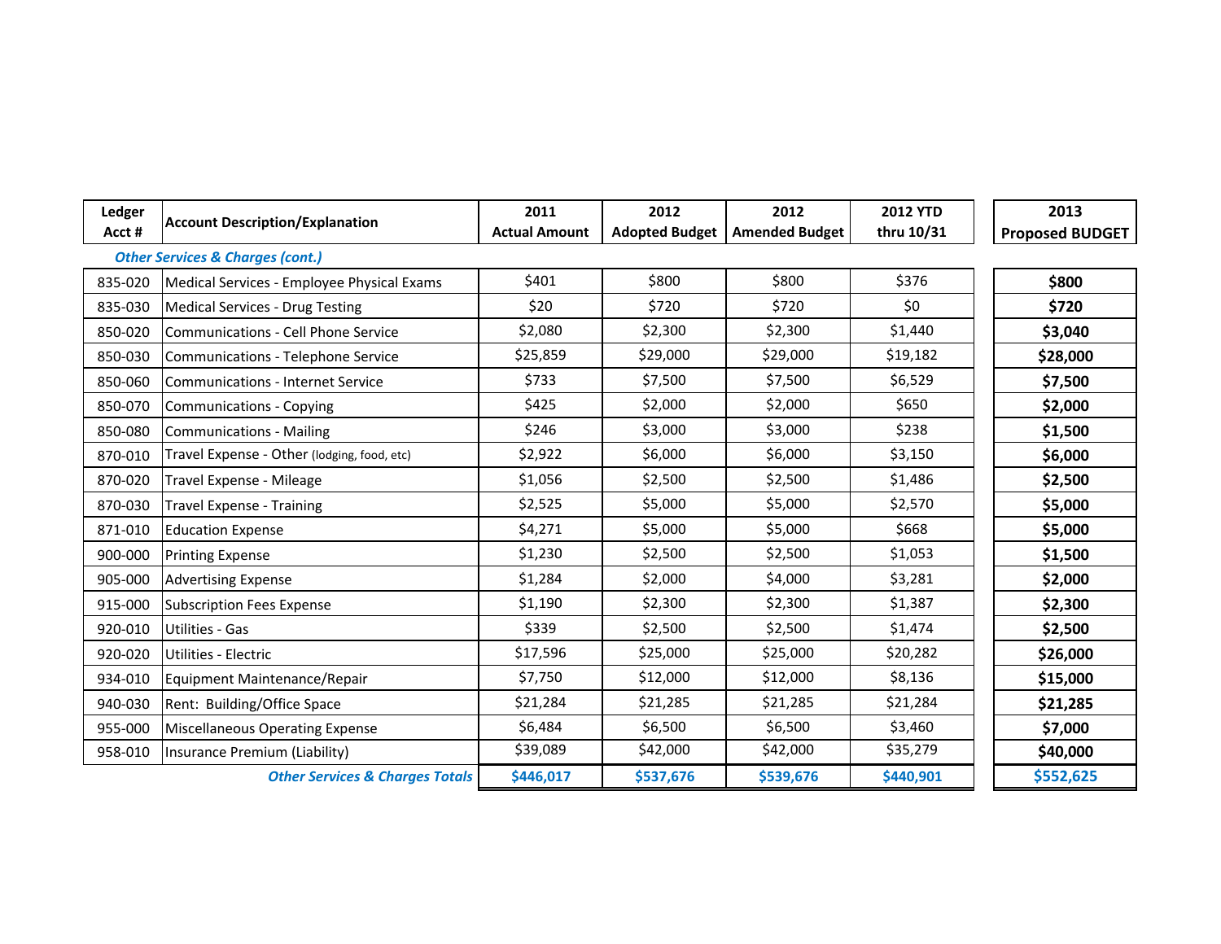| Ledger Acct # | Account Description/Explanation | 2011 Actual Amount | 2012 Adopted Budget | 2012 Amended Budget | 2012 YTD thru 10/31 | 2013 Proposed BUDGET |
|---|---|---|---|---|---|---|
| | ***Other Services & Charges (cont.)*** | | | | | |
| 835-020 | Medical Services - Employee Physical Exams | $401 | $800 | $800 | $376 | **$800** |
| 835-030 | Medical Services - Drug Testing | $20 | $720 | $720 | $0 | **$720** |
| 850-020 | Communications - Cell Phone Service | $2,080 | $2,300 | $2,300 | $1,440 | **$3,040** |
| 850-030 | Communications - Telephone Service | $25,859 | $29,000 | $29,000 | $19,182 | **$28,000** |
| 850-060 | Communications - Internet Service | $733 | $7,500 | $7,500 | $6,529 | **$7,500** |
| 850-070 | Communications - Copying | $425 | $2,000 | $2,000 | $650 | **$2,000** |
| 850-080 | Communications - Mailing | $246 | $3,000 | $3,000 | $238 | **$1,500** |
| 870-010 | Travel Expense - Other (lodging, food, etc) | $2,922 | $6,000 | $6,000 | $3,150 | **$6,000** |
| 870-020 | Travel Expense - Mileage | $1,056 | $2,500 | $2,500 | $1,486 | **$2,500** |
| 870-030 | Travel Expense - Training | $2,525 | $5,000 | $5,000 | $2,570 | **$5,000** |
| 871-010 | Education Expense | $4,271 | $5,000 | $5,000 | $668 | **$5,000** |
| 900-000 | Printing Expense | $1,230 | $2,500 | $2,500 | $1,053 | **$1,500** |
| 905-000 | Advertising Expense | $1,284 | $2,000 | $4,000 | $3,281 | **$2,000** |
| 915-000 | Subscription Fees Expense | $1,190 | $2,300 | $2,300 | $1,387 | **$2,300** |
| 920-010 | Utilities - Gas | $339 | $2,500 | $2,500 | $1,474 | **$2,500** |
| 920-020 | Utilities - Electric | $17,596 | $25,000 | $25,000 | $20,282 | **$26,000** |
| 934-010 | Equipment Maintenance/Repair | $7,750 | $12,000 | $12,000 | $8,136 | **$15,000** |
| 940-030 | Rent: Building/Office Space | $21,284 | $21,285 | $21,285 | $21,284 | **$21,285** |
| 955-000 | Miscellaneous Operating Expense | $6,484 | $6,500 | $6,500 | $3,460 | **$7,000** |
| 958-010 | Insurance Premium (Liability) | $39,089 | $42,000 | $42,000 | $35,279 | **$40,000** |
| | ***Other Services & Charges Totals*** | **$446,017** | **$537,676** | **$539,676** | **$440,901** | **$552,625** |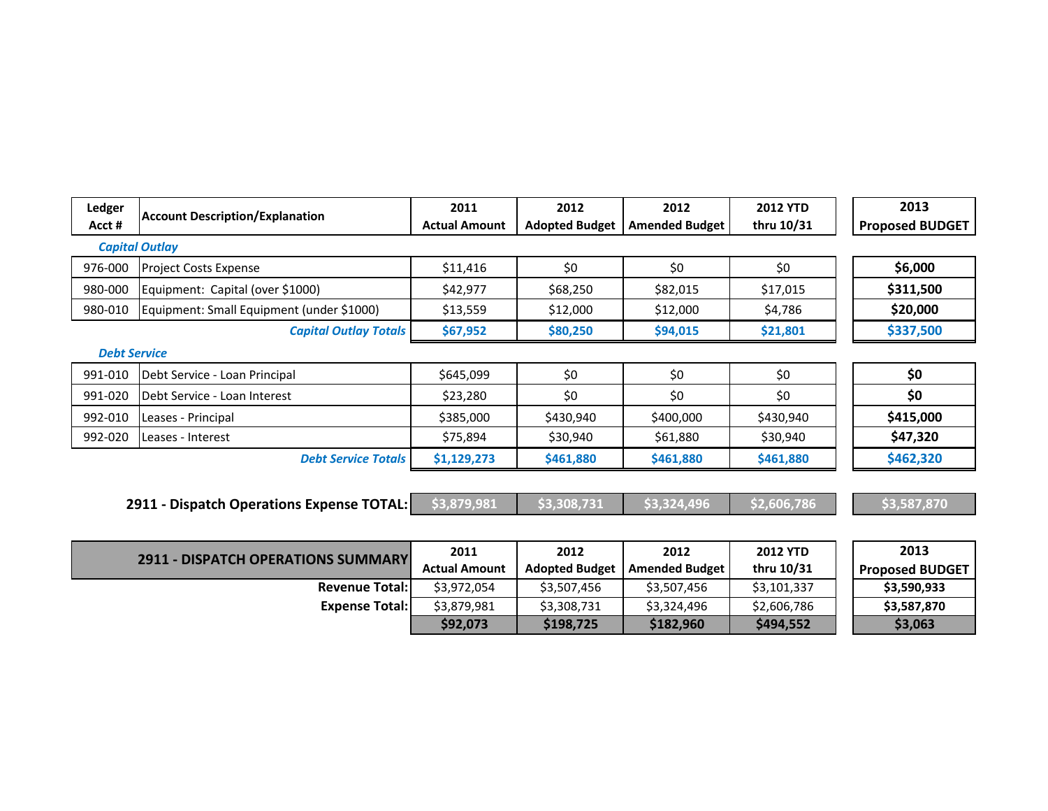| Ledger Acct # | Account Description/Explanation | 2011 Actual Amount | 2012 Adopted Budget | 2012 Amended Budget | 2012 YTD thru 10/31 | 2013 Proposed BUDGET |
|---|---|---|---|---|---|---|
| | ***Capital Outlay*** | | | | | |
| 976-000 | Project Costs Expense | $11,416 | $0 | $0 | $0 | **$6,000** |
| 980-000 | Equipment: Capital (over $1000) | $42,977 | $68,250 | $82,015 | $17,015 | **$311,500** |
| 980-010 | Equipment: Small Equipment (under $1000) | $13,559 | $12,000 | $12,000 | $4,786 | **$20,000** |
| | ***Capital Outlay Totals*** | **$67,952** | **$80,250** | **$94,015** | **$21,801** | **$337,500** |
| | ***Debt Service*** | | | | | |
| 991-010 | Debt Service - Loan Principal | $645,099 | $0 | $0 | $0 | **$0** |
| 991-020 | Debt Service - Loan Interest | $23,280 | $0 | $0 | $0 | **$0** |
| 992-010 | Leases - Principal | $385,000 | $430,940 | $400,000 | $430,940 | **$415,000** |
| 992-020 | Leases - Interest | $75,894 | $30,940 | $61,880 | $30,940 | **$47,320** |
| | ***Debt Service Totals*** | **$1,129,273** | **$461,880** | **$461,880** | **$461,880** | **$462,320** |
| | **2911 - Dispatch Operations Expense TOTAL:** | **$3,879,981** | **$3,308,731** | **$3,324,496** | **$2,606,786** | **$3,587,870** |

| 2911 - DISPATCH OPERATIONS SUMMARY | 2011 Actual Amount | 2012 Adopted Budget | 2012 Amended Budget | 2012 YTD thru 10/31 | 2013 Proposed BUDGET |
|---|---|---|---|---|---|
| **Revenue Total:** | $3,972,054 | $3,507,456 | $3,507,456 | $3,101,337 | **$3,590,933** |
| **Expense Total:** | $3,879,981 | $3,308,731 | $3,324,496 | $2,606,786 | **$3,587,870** |
| | **$92,073** | **$198,725** | **$182,960** | **$494,552** | **$3,063** |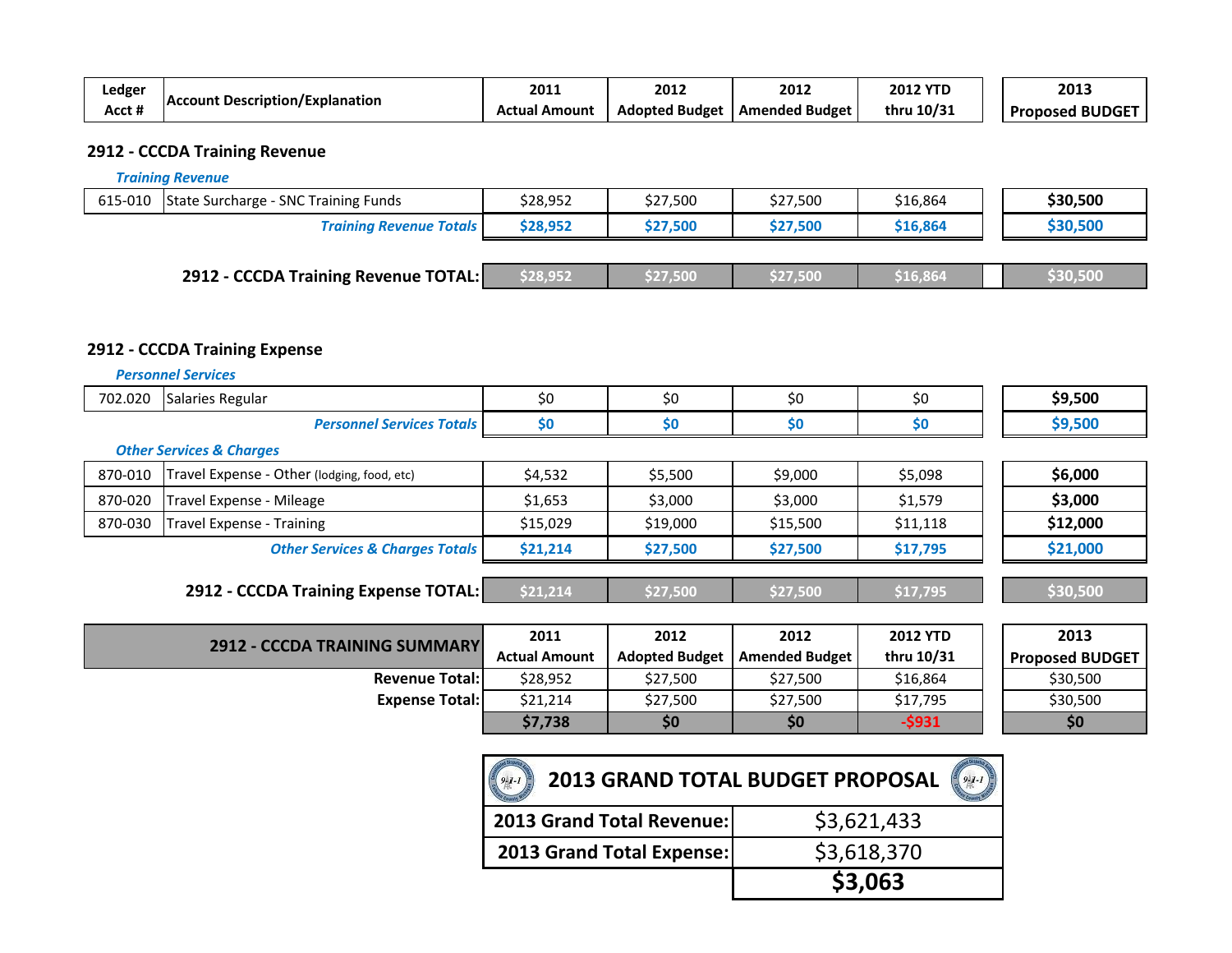| Ledger Acct # | Account Description/Explanation | 2011 Actual Amount | 2012 Adopted Budget | 2012 Amended Budget | 2012 YTD thru 10/31 | 2013 Proposed BUDGET |
|---|---|---|---|---|---|---|

## 2912 - CCCDA Training Revenue

***Training Revenue***

| Ledger Acct # | Account Description/Explanation | 2011 Actual Amount | 2012 Adopted Budget | 2012 Amended Budget | 2012 YTD thru 10/31 | 2013 Proposed BUDGET |
|---|---|---|---|---|---|---|
| 615-010 | State Surcharge - SNC Training Funds | $28,952 | $27,500 | $27,500 | $16,864 | **$30,500** |
| | ***Training Revenue Totals*** | **$28,952** | **$27,500** | **$27,500** | **$16,864** | **$30,500** |
| | **2912 - CCCDA Training Revenue TOTAL:** | **$28,952** | **$27,500** | **$27,500** | **$16,864** | **$30,500** |

## 2912 - CCCDA Training Expense

***Personnel Services***

| Ledger Acct # | Account Description/Explanation | 2011 Actual Amount | 2012 Adopted Budget | 2012 Amended Budget | 2012 YTD thru 10/31 | 2013 Proposed BUDGET |
|---|---|---|---|---|---|---|
| 702.020 | Salaries Regular | $0 | $0 | $0 | $0 | **$9,500** |
| | ***Personnel Services Totals*** | **$0** | **$0** | **$0** | **$0** | **$9,500** |

***Other Services & Charges***

| Ledger Acct # | Account Description/Explanation | 2011 Actual Amount | 2012 Adopted Budget | 2012 Amended Budget | 2012 YTD thru 10/31 | 2013 Proposed BUDGET |
|---|---|---|---|---|---|---|
| 870-010 | Travel Expense - Other (lodging, food, etc) | $4,532 | $5,500 | $9,000 | $5,098 | **$6,000** |
| 870-020 | Travel Expense - Mileage | $1,653 | $3,000 | $3,000 | $1,579 | **$3,000** |
| 870-030 | Travel Expense - Training | $15,029 | $19,000 | $15,500 | $11,118 | **$12,000** |
| | ***Other Services & Charges Totals*** | **$21,214** | **$27,500** | **$27,500** | **$17,795** | **$21,000** |
| | **2912 - CCCDA Training Expense TOTAL:** | **$21,214** | **$27,500** | **$27,500** | **$17,795** | **$30,500** |

| 2912 - CCCDA TRAINING SUMMARY | 2011 Actual Amount | 2012 Adopted Budget | 2012 Amended Budget | 2012 YTD thru 10/31 | 2013 Proposed BUDGET |
|---|---|---|---|---|---|
| **Revenue Total:** | $28,952 | $27,500 | $27,500 | $16,864 | $30,500 |
| **Expense Total:** | $21,214 | $27,500 | $27,500 | $17,795 | $30,500 |
| | **$7,738** | **$0** | **$0** | **-$931** | **$0** |

| 2013 GRAND TOTAL BUDGET PROPOSAL | |
|---|---|
| **2013 Grand Total Revenue:** | $3,621,433 |
| **2013 Grand Total Expense:** | $3,618,370 |
| | **$3,063** |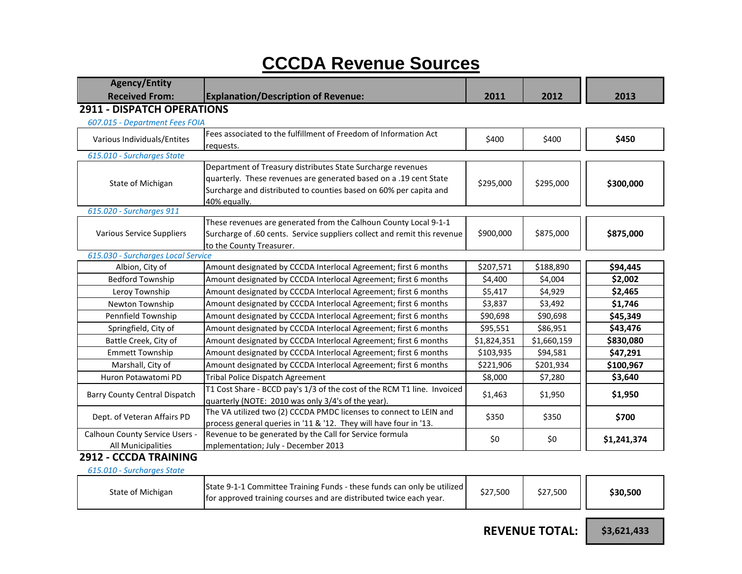# CCCDA Revenue Sources

| Agency/Entity Received From: | Explanation/Description of Revenue: | 2011 | 2012 | 2013 |
|---|---|---|---|---|
| **2911 - DISPATCH OPERATIONS** | | | | |
| *607.015 - Department Fees FOIA* | | | | |
| Various Individuals/Entites | Fees associated to the fulfillment of Freedom of Information Act requests. | $400 | $400 | **$450** |
| *615.010 - Surcharges State* | | | | |
| State of Michigan | Department of Treasury distributes State Surcharge revenues quarterly. These revenues are generated based on a .19 cent State Surcharge and distributed to counties based on 60% per capita and 40% equally. | $295,000 | $295,000 | **$300,000** |
| *615.020 - Surcharges 911* | | | | |
| Various Service Suppliers | These revenues are generated from the Calhoun County Local 9-1-1 Surcharge of .60 cents. Service suppliers collect and remit this revenue to the County Treasurer. | $900,000 | $875,000 | **$875,000** |
| *615.030 - Surcharges Local Service* | | | | |
| Albion, City of | Amount designated by CCCDA Interlocal Agreement; first 6 months | $207,571 | $188,890 | **$94,445** |
| Bedford Township | Amount designated by CCCDA Interlocal Agreement; first 6 months | $4,400 | $4,004 | **$2,002** |
| Leroy Township | Amount designated by CCCDA Interlocal Agreement; first 6 months | $5,417 | $4,929 | **$2,465** |
| Newton Township | Amount designated by CCCDA Interlocal Agreement; first 6 months | $3,837 | $3,492 | **$1,746** |
| Pennfield Township | Amount designated by CCCDA Interlocal Agreement; first 6 months | $90,698 | $90,698 | **$45,349** |
| Springfield, City of | Amount designated by CCCDA Interlocal Agreement; first 6 months | $95,551 | $86,951 | **$43,476** |
| Battle Creek, City of | Amount designated by CCCDA Interlocal Agreement; first 6 months | $1,824,351 | $1,660,159 | **$830,080** |
| Emmett Township | Amount designated by CCCDA Interlocal Agreement; first 6 months | $103,935 | $94,581 | **$47,291** |
| Marshall, City of | Amount designated by CCCDA Interlocal Agreement; first 6 months | $221,906 | $201,934 | **$100,967** |
| Huron Potawatomi PD | Tribal Police Dispatch Agreement | $8,000 | $7,280 | **$3,640** |
| Barry County Central Dispatch | T1 Cost Share - BCCD pay's 1/3 of the cost of the RCM T1 line. Invoiced quarterly (NOTE: 2010 was only 3/4's of the year). | $1,463 | $1,950 | **$1,950** |
| Dept. of Veteran Affairs PD | The VA utilized two (2) CCCDA PMDC licenses to connect to LEIN and process general queries in '11 & '12. They will have four in '13. | $350 | $350 | **$700** |
| Calhoun County Service Users - All Municipalities | Revenue to be generated by the Call for Service formula mplementation; July - December 2013 | $0 | $0 | **$1,241,374** |
| **2912 - CCCDA TRAINING** | | | | |
| *615.010 - Surcharges State* | | | | |
| State of Michigan | State 9-1-1 Committee Training Funds - these funds can only be utilized for approved training courses and are distributed twice each year. | $27,500 | $27,500 | **$30,500** |
| | | | **REVENUE TOTAL:** | **$3,621,433** |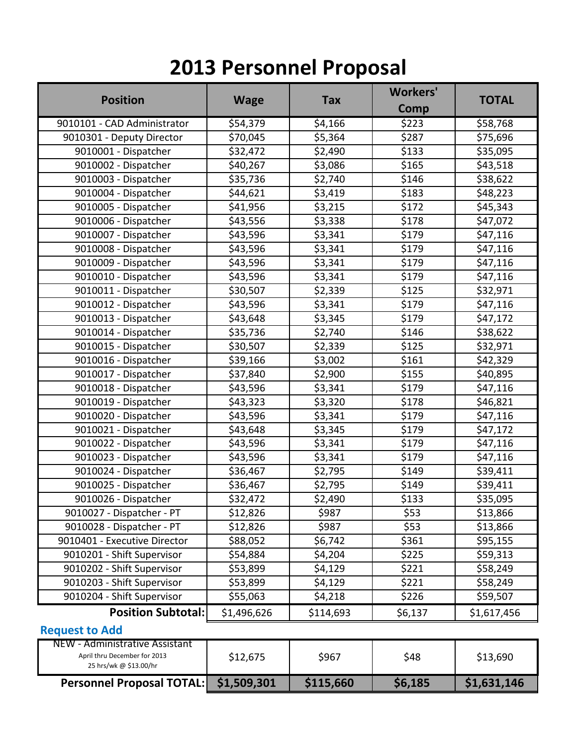# 2013 Personnel Proposal

| Position | Wage | Tax | Workers' Comp | TOTAL |
|---|---|---|---|---|
| 9010101 - CAD Administrator | $54,379 | $4,166 | $223 | $58,768 |
| 9010301 - Deputy Director | $70,045 | $5,364 | $287 | $75,696 |
| 9010001 - Dispatcher | $32,472 | $2,490 | $133 | $35,095 |
| 9010002 - Dispatcher | $40,267 | $3,086 | $165 | $43,518 |
| 9010003 - Dispatcher | $35,736 | $2,740 | $146 | $38,622 |
| 9010004 - Dispatcher | $44,621 | $3,419 | $183 | $48,223 |
| 9010005 - Dispatcher | $41,956 | $3,215 | $172 | $45,343 |
| 9010006 - Dispatcher | $43,556 | $3,338 | $178 | $47,072 |
| 9010007 - Dispatcher | $43,596 | $3,341 | $179 | $47,116 |
| 9010008 - Dispatcher | $43,596 | $3,341 | $179 | $47,116 |
| 9010009 - Dispatcher | $43,596 | $3,341 | $179 | $47,116 |
| 9010010 - Dispatcher | $43,596 | $3,341 | $179 | $47,116 |
| 9010011 - Dispatcher | $30,507 | $2,339 | $125 | $32,971 |
| 9010012 - Dispatcher | $43,596 | $3,341 | $179 | $47,116 |
| 9010013 - Dispatcher | $43,648 | $3,345 | $179 | $47,172 |
| 9010014 - Dispatcher | $35,736 | $2,740 | $146 | $38,622 |
| 9010015 - Dispatcher | $30,507 | $2,339 | $125 | $32,971 |
| 9010016 - Dispatcher | $39,166 | $3,002 | $161 | $42,329 |
| 9010017 - Dispatcher | $37,840 | $2,900 | $155 | $40,895 |
| 9010018 - Dispatcher | $43,596 | $3,341 | $179 | $47,116 |
| 9010019 - Dispatcher | $43,323 | $3,320 | $178 | $46,821 |
| 9010020 - Dispatcher | $43,596 | $3,341 | $179 | $47,116 |
| 9010021 - Dispatcher | $43,648 | $3,345 | $179 | $47,172 |
| 9010022 - Dispatcher | $43,596 | $3,341 | $179 | $47,116 |
| 9010023 - Dispatcher | $43,596 | $3,341 | $179 | $47,116 |
| 9010024 - Dispatcher | $36,467 | $2,795 | $149 | $39,411 |
| 9010025 - Dispatcher | $36,467 | $2,795 | $149 | $39,411 |
| 9010026 - Dispatcher | $32,472 | $2,490 | $133 | $35,095 |
| 9010027 - Dispatcher - PT | $12,826 | $987 | $53 | $13,866 |
| 9010028 - Dispatcher - PT | $12,826 | $987 | $53 | $13,866 |
| 9010401 - Executive Director | $88,052 | $6,742 | $361 | $95,155 |
| 9010201 - Shift Supervisor | $54,884 | $4,204 | $225 | $59,313 |
| 9010202 - Shift Supervisor | $53,899 | $4,129 | $221 | $58,249 |
| 9010203 - Shift Supervisor | $53,899 | $4,129 | $221 | $58,249 |
| 9010204 - Shift Supervisor | $55,063 | $4,218 | $226 | $59,507 |
| **Position Subtotal:** | $1,496,626 | $114,693 | $6,137 | $1,617,456 |

**Request to Add**

| Position | Wage | Tax | Workers' Comp | TOTAL |
|---|---|---|---|---|
| NEW - Administrative Assistant<br>April thru December for 2013<br>25 hrs/wk @ $13.00/hr | $12,675 | $967 | $48 | $13,690 |
| **Personnel Proposal TOTAL:** | **$1,509,301** | **$115,660** | **$6,185** | **$1,631,146** |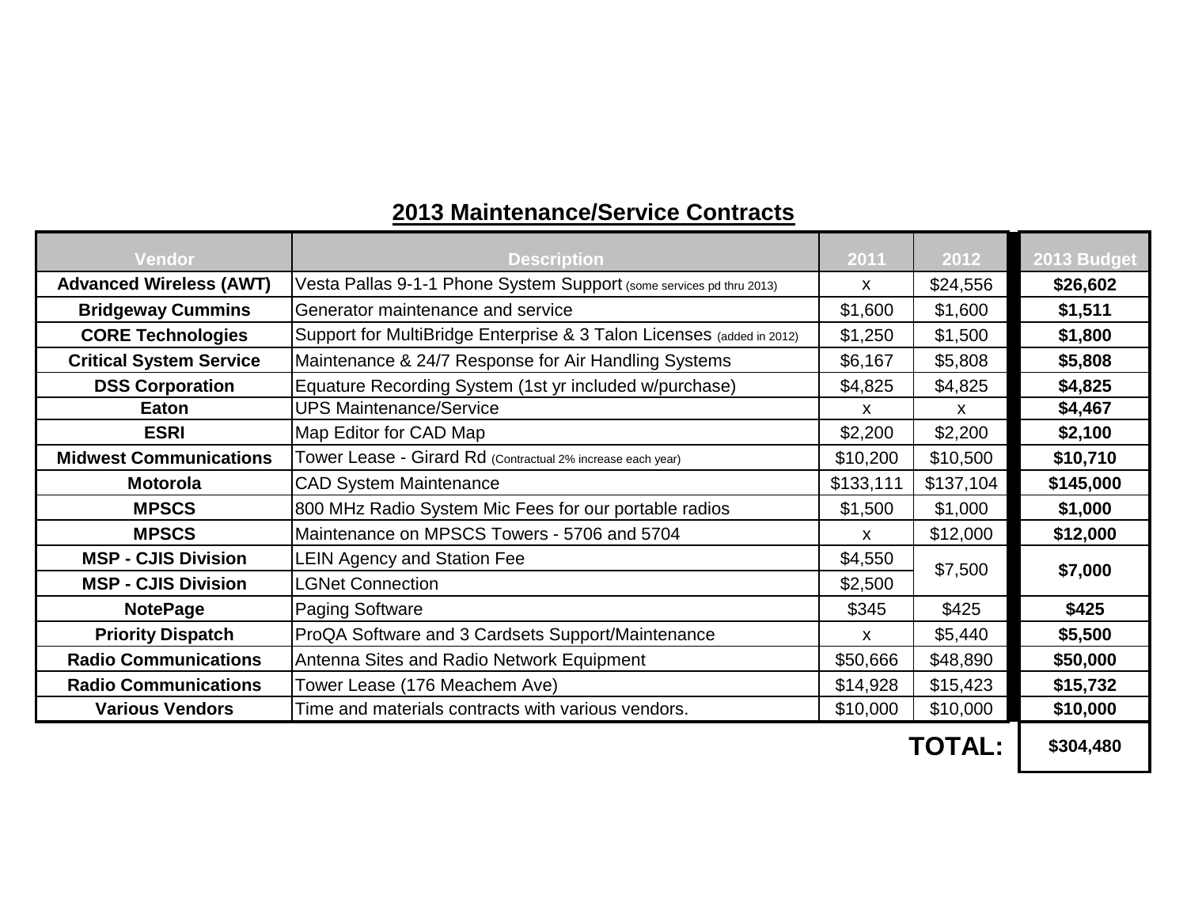## 2013 Maintenance/Service Contracts

| Vendor | Description | 2011 | 2012 | 2013 Budget |
|---|---|---|---|---|
| **Advanced Wireless (AWT)** | Vesta Pallas 9-1-1 Phone System Support (some services pd thru 2013) | x | $24,556 | **$26,602** |
| **Bridgeway Cummins** | Generator maintenance and service | $1,600 | $1,600 | **$1,511** |
| **CORE Technologies** | Support for MultiBridge Enterprise & 3 Talon Licenses (added in 2012) | $1,250 | $1,500 | **$1,800** |
| **Critical System Service** | Maintenance & 24/7 Response for Air Handling Systems | $6,167 | $5,808 | **$5,808** |
| **DSS Corporation** | Equature Recording System (1st yr included w/purchase) | $4,825 | $4,825 | **$4,825** |
| **Eaton** | UPS Maintenance/Service | x | x | **$4,467** |
| **ESRI** | Map Editor for CAD Map | $2,200 | $2,200 | **$2,100** |
| **Midwest Communications** | Tower Lease - Girard Rd (Contractual 2% increase each year) | $10,200 | $10,500 | **$10,710** |
| **Motorola** | CAD System Maintenance | $133,111 | $137,104 | **$145,000** |
| **MPSCS** | 800 MHz Radio System Mic Fees for our portable radios | $1,500 | $1,000 | **$1,000** |
| **MPSCS** | Maintenance on MPSCS Towers - 5706 and 5704 | x | $12,000 | **$12,000** |
| **MSP - CJIS Division** | LEIN Agency and Station Fee | $4,550 | $7,500 | **$7,000** |
| **MSP - CJIS Division** | LGNet Connection | $2,500 | | |
| **NotePage** | Paging Software | $345 | $425 | **$425** |
| **Priority Dispatch** | ProQA Software and 3 Cardsets Support/Maintenance | x | $5,440 | **$5,500** |
| **Radio Communications** | Antenna Sites and Radio Network Equipment | $50,666 | $48,890 | **$50,000** |
| **Radio Communications** | Tower Lease (176 Meachem Ave) | $14,928 | $15,423 | **$15,732** |
| **Various Vendors** | Time and materials contracts with various vendors. | $10,000 | $10,000 | **$10,000** |
| | | | **TOTAL:** | **$304,480** |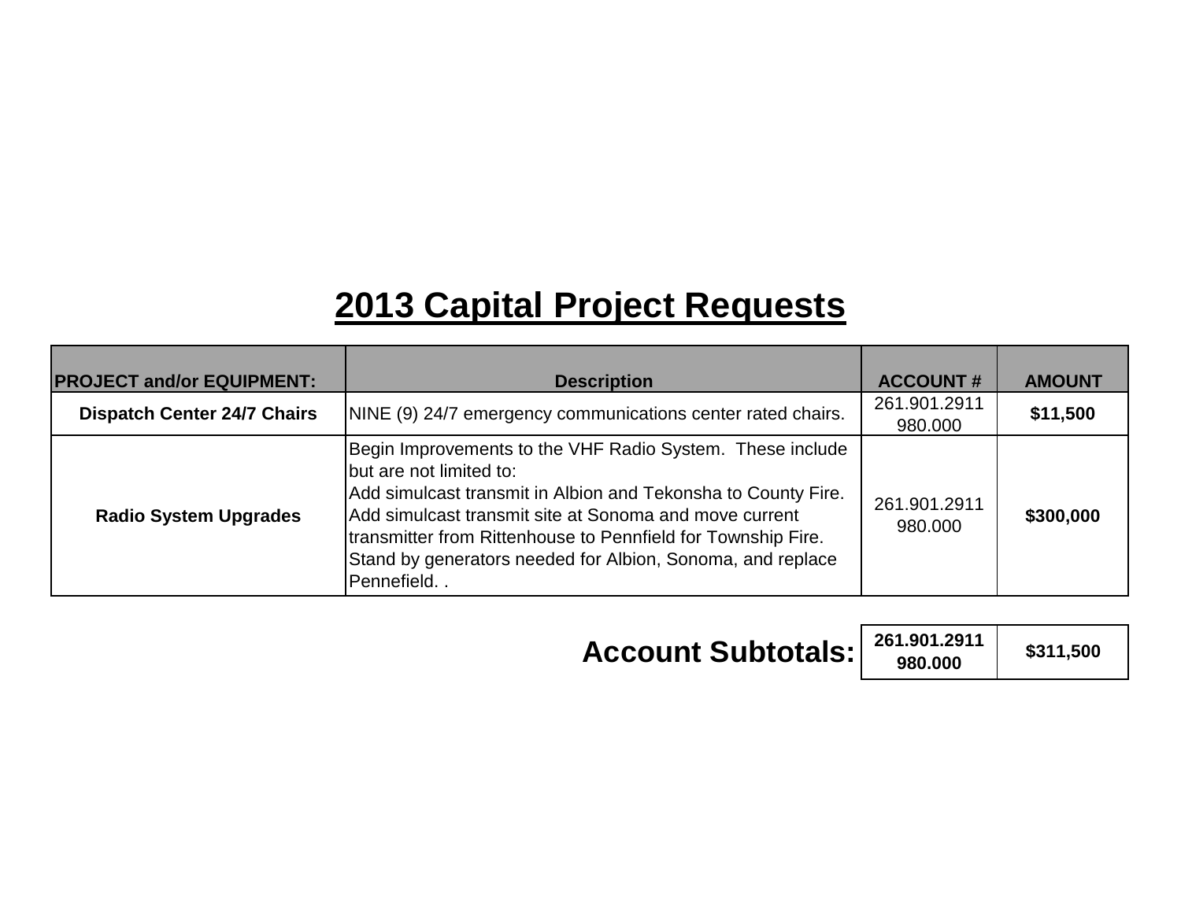# 2013 Capital Project Requests

| PROJECT and/or EQUIPMENT: | Description | ACCOUNT # | AMOUNT |
|---|---|---|---|
| **Dispatch Center 24/7 Chairs** | NINE (9) 24/7 emergency communications center rated chairs. | 261.901.2911 980.000 | **$11,500** |
| **Radio System Upgrades** | Begin Improvements to the VHF Radio System. These include but are not limited to:<br>Add simulcast transmit in Albion and Tekonsha to County Fire.<br>Add simulcast transmit site at Sonoma and move current transmitter from Rittenhouse to Pennfield for Township Fire.<br>Stand by generators needed for Albion, Sonoma, and replace Pennefield. . | 261.901.2911 980.000 | **$300,000** |

| Account Subtotals: | | |
|---|---|---|
| | **261.901.2911 980.000** | **$311,500** |